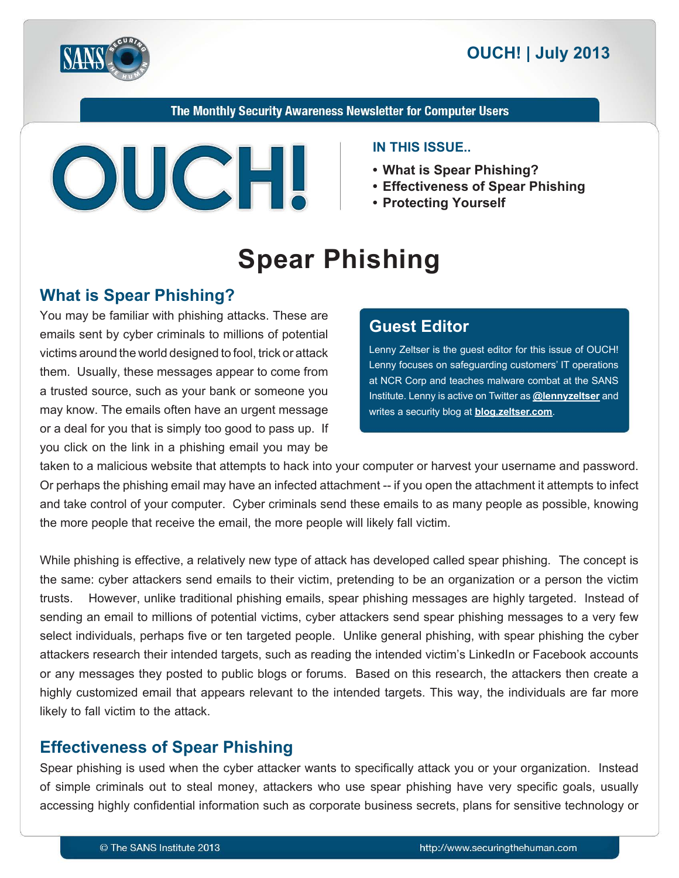# OUCH! | July 2013

The Monthly Security Awareness Newsletter for Computer Users

**IN THIS ISSUE..**

- **What is Spear Phishing?**
- **Effectiveness of Spear Phishing**
- **Protecting Yourself**

# Spear Phishing

## What is Spear Phishing?

You may be familiar with phishing attacks. These are emails sent by cyber criminals to millions of potential victims around the world designed to fool, trick or attack them. Usually, these messages appear to come from a trusted source, such as your bank or someone you may know. The emails often have an urgent message or a deal for you that is simply too good to pass up. If you click on the link in a phishing email you may be taken to a malicious website that attempts to hack into your computer or harvest your username and password. Or perhaps the phishing email may have an infected attachment -- if you open the attachment it attempts to infect and take control of your computer. Cyber criminals send these emails to as many people as possible, knowing the more people that receive the email, the more people will likely fall victim.

> **Guest Editor**
>
> Lenny Zeltser is the guest editor for this issue of OUCH! Lenny focuses on safeguarding customers' IT operations at NCR Corp and teaches malware combat at the SANS Institute. Lenny is active on Twitter as **@lennyzeltser** and writes a security blog at **blog.zeltser.com**.

While phishing is effective, a relatively new type of attack has developed called spear phishing. The concept is the same: cyber attackers send emails to their victim, pretending to be an organization or a person the victim trusts. However, unlike traditional phishing emails, spear phishing messages are highly targeted. Instead of sending an email to millions of potential victims, cyber attackers send spear phishing messages to a very few select individuals, perhaps five or ten targeted people. Unlike general phishing, with spear phishing the cyber attackers research their intended targets, such as reading the intended victim's LinkedIn or Facebook accounts or any messages they posted to public blogs or forums. Based on this research, the attackers then create a highly customized email that appears relevant to the intended targets. This way, the individuals are far more likely to fall victim to the attack.

## Effectiveness of Spear Phishing

Spear phishing is used when the cyber attacker wants to specifically attack you or your organization. Instead of simple criminals out to steal money, attackers who use spear phishing have very specific goals, usually accessing highly confidential information such as corporate business secrets, plans for sensitive technology or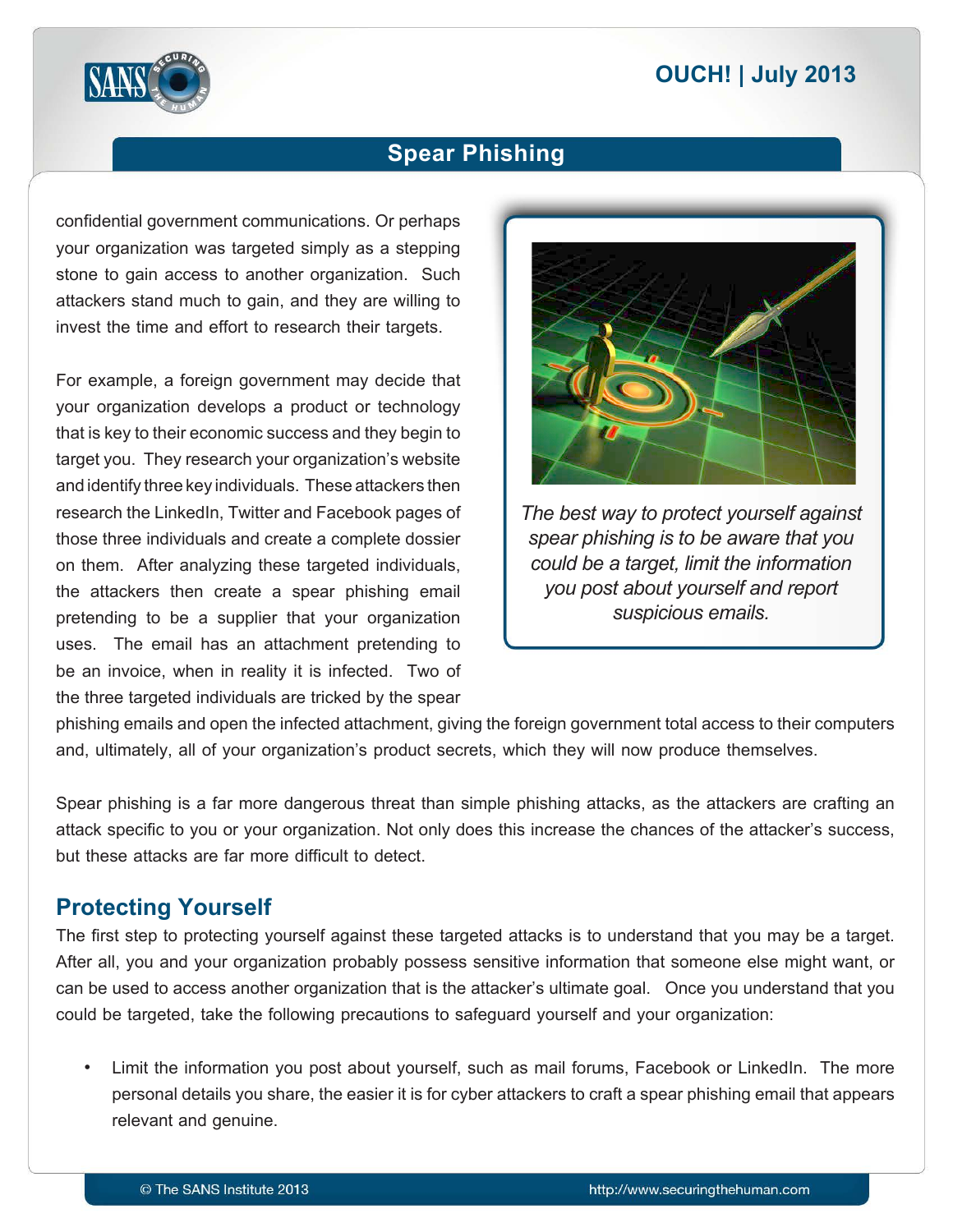confidential government communications. Or perhaps your organization was targeted simply as a stepping stone to gain access to another organization. Such attackers stand much to gain, and they are willing to invest the time and effort to research their targets.

For example, a foreign government may decide that your organization develops a product or technology that is key to their economic success and they begin to target you. They research your organization's website and identify three key individuals. These attackers then research the LinkedIn, Twitter and Facebook pages of those three individuals and create a complete dossier on them. After analyzing these targeted individuals, the attackers then create a spear phishing email pretending to be a supplier that your organization uses. The email has an attachment pretending to be an invoice, when in reality it is infected. Two of the three targeted individuals are tricked by the spear phishing emails and open the infected attachment, giving the foreign government total access to their computers and, ultimately, all of your organization's product secrets, which they will now produce themselves.

*The best way to protect yourself against spear phishing is to be aware that you could be a target, limit the information you post about yourself and report suspicious emails.*

Spear phishing is a far more dangerous threat than simple phishing attacks, as the attackers are crafting an attack specific to you or your organization. Not only does this increase the chances of the attacker's success, but these attacks are far more difficult to detect.

## Protecting Yourself

The first step to protecting yourself against these targeted attacks is to understand that you may be a target. After all, you and your organization probably possess sensitive information that someone else might want, or can be used to access another organization that is the attacker's ultimate goal. Once you understand that you could be targeted, take the following precautions to safeguard yourself and your organization:

- Limit the information you post about yourself, such as mail forums, Facebook or LinkedIn. The more personal details you share, the easier it is for cyber attackers to craft a spear phishing email that appears relevant and genuine.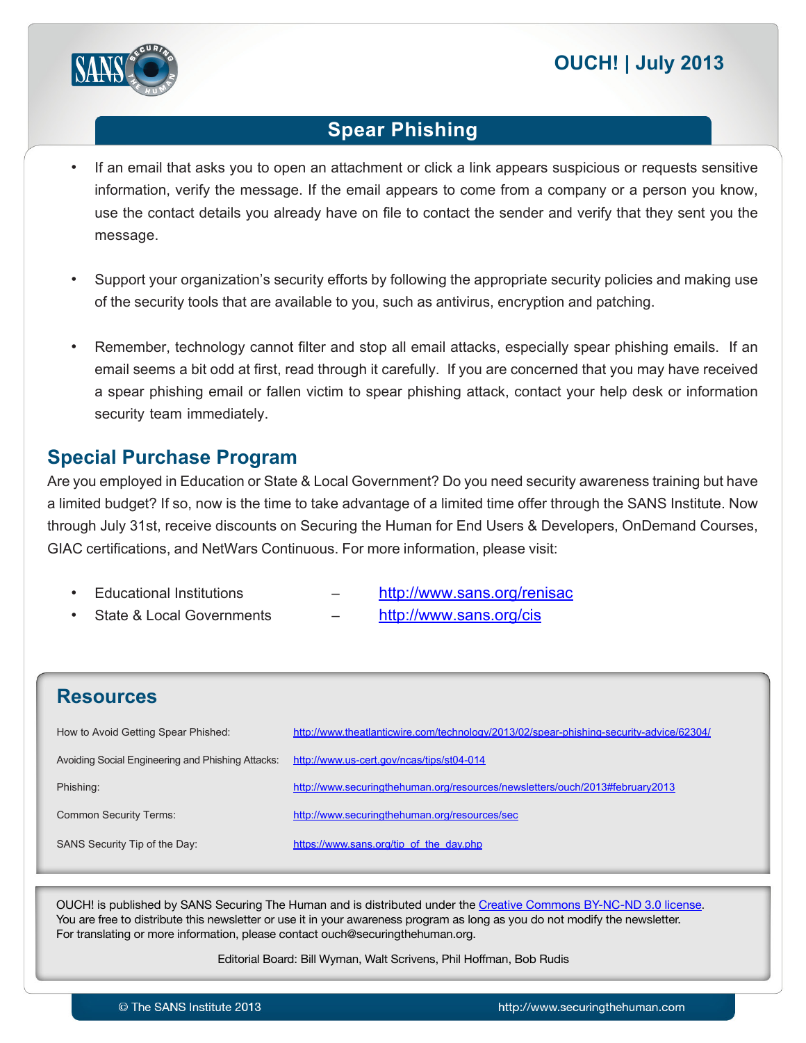## Spear Phishing

- If an email that asks you to open an attachment or click a link appears suspicious or requests sensitive information, verify the message. If the email appears to come from a company or a person you know, use the contact details you already have on file to contact the sender and verify that they sent you the message.
- Support your organization's security efforts by following the appropriate security policies and making use of the security tools that are available to you, such as antivirus, encryption and patching.
- Remember, technology cannot filter and stop all email attacks, especially spear phishing emails. If an email seems a bit odd at first, read through it carefully. If you are concerned that you may have received a spear phishing email or fallen victim to spear phishing attack, contact your help desk or information security team immediately.

## Special Purchase Program

Are you employed in Education or State & Local Government? Do you need security awareness training but have a limited budget? If so, now is the time to take advantage of a limited time offer through the SANS Institute. Now through July 31st, receive discounts on Securing the Human for End Users & Developers, OnDemand Courses, GIAC certifications, and NetWars Continuous. For more information, please visit:

- Educational Institutions – http://www.sans.org/renisac
- State & Local Governments – http://www.sans.org/cis

## Resources

| | |
|---|---|
| How to Avoid Getting Spear Phished: | http://www.theatlanticwire.com/technology/2013/02/spear-phishing-security-advice/62304/ |
| Avoiding Social Engineering and Phishing Attacks: | http://www.us-cert.gov/ncas/tips/st04-014 |
| Phishing: | http://www.securingthehuman.org/resources/newsletters/ouch/2013#february2013 |
| Common Security Terms: | http://www.securingthehuman.org/resources/sec |
| SANS Security Tip of the Day: | https://www.sans.org/tip_of_the_day.php |

OUCH! is published by SANS Securing The Human and is distributed under the Creative Commons BY-NC-ND 3.0 license. You are free to distribute this newsletter or use it in your awareness program as long as you do not modify the newsletter. For translating or more information, please contact ouch@securingthehuman.org.

Editorial Board: Bill Wyman, Walt Scrivens, Phil Hoffman, Bob Rudis